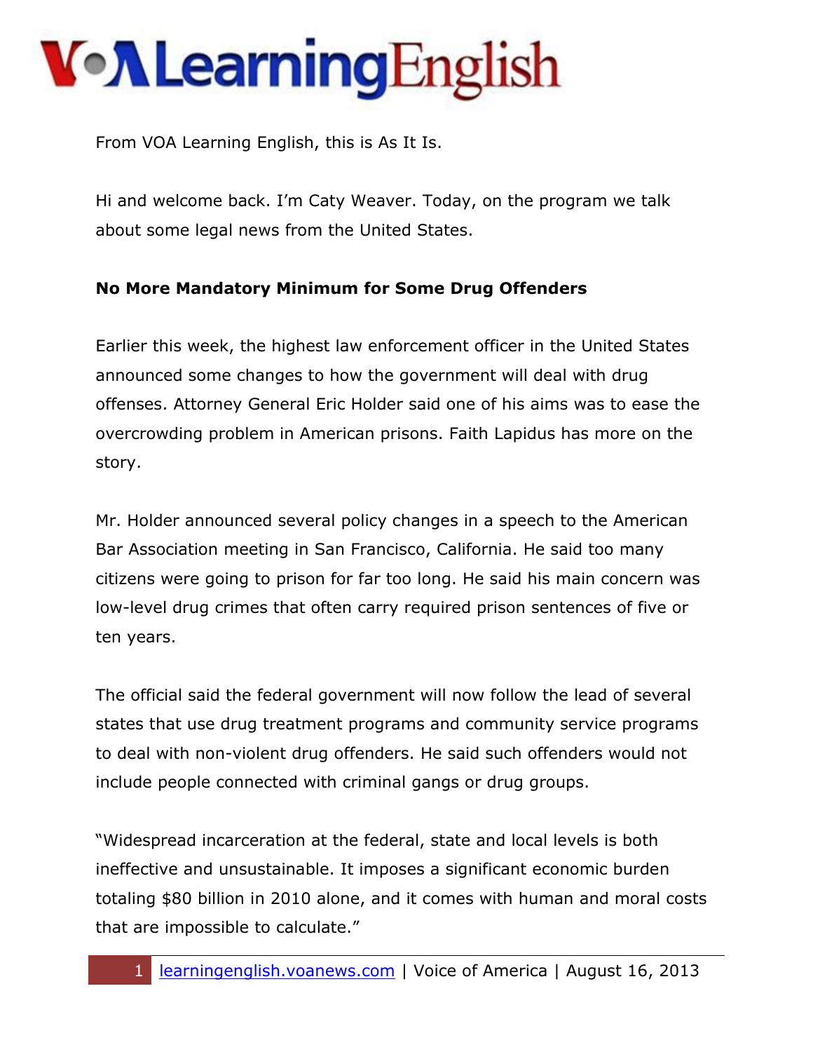From VOA Learning English, this is As It Is.

Hi and welcome back. I'm Caty Weaver. Today, on the program we talk about some legal news from the United States.

**No More Mandatory Minimum for Some Drug Offenders**

Earlier this week, the highest law enforcement officer in the United States announced some changes to how the government will deal with drug offenses. Attorney General Eric Holder said one of his aims was to ease the overcrowding problem in American prisons. Faith Lapidus has more on the story.

Mr. Holder announced several policy changes in a speech to the American Bar Association meeting in San Francisco, California. He said too many citizens were going to prison for far too long. He said his main concern was low-level drug crimes that often carry required prison sentences of five or ten years.

The official said the federal government will now follow the lead of several states that use drug treatment programs and community service programs to deal with non-violent drug offenders. He said such offenders would not include people connected with criminal gangs or drug groups.

"Widespread incarceration at the federal, state and local levels is both ineffective and unsustainable. It imposes a significant economic burden totaling $80 billion in 2010 alone, and it comes with human and moral costs that are impossible to calculate."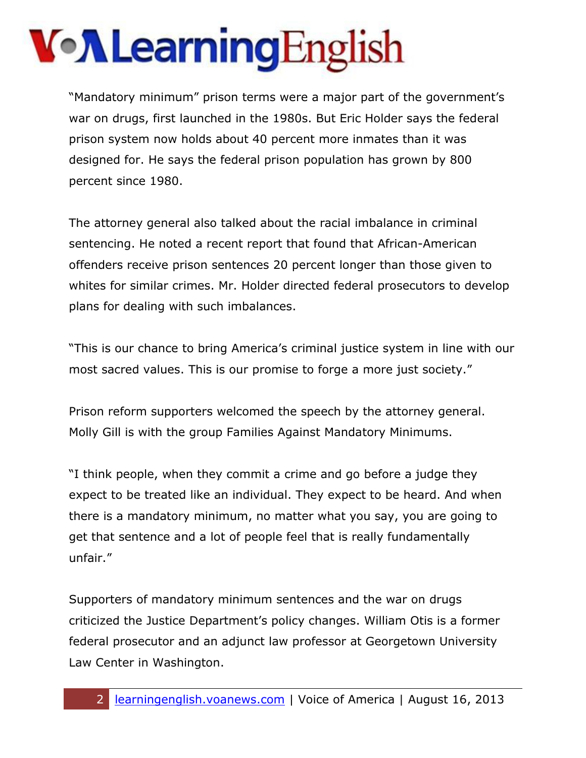"Mandatory minimum" prison terms were a major part of the government's war on drugs, first launched in the 1980s. But Eric Holder says the federal prison system now holds about 40 percent more inmates than it was designed for. He says the federal prison population has grown by 800 percent since 1980.

The attorney general also talked about the racial imbalance in criminal sentencing. He noted a recent report that found that African-American offenders receive prison sentences 20 percent longer than those given to whites for similar crimes. Mr. Holder directed federal prosecutors to develop plans for dealing with such imbalances.

"This is our chance to bring America's criminal justice system in line with our most sacred values. This is our promise to forge a more just society."

Prison reform supporters welcomed the speech by the attorney general. Molly Gill is with the group Families Against Mandatory Minimums.

"I think people, when they commit a crime and go before a judge they expect to be treated like an individual. They expect to be heard. And when there is a mandatory minimum, no matter what you say, you are going to get that sentence and a lot of people feel that is really fundamentally unfair."

Supporters of mandatory minimum sentences and the war on drugs criticized the Justice Department's policy changes. William Otis is a former federal prosecutor and an adjunct law professor at Georgetown University Law Center in Washington.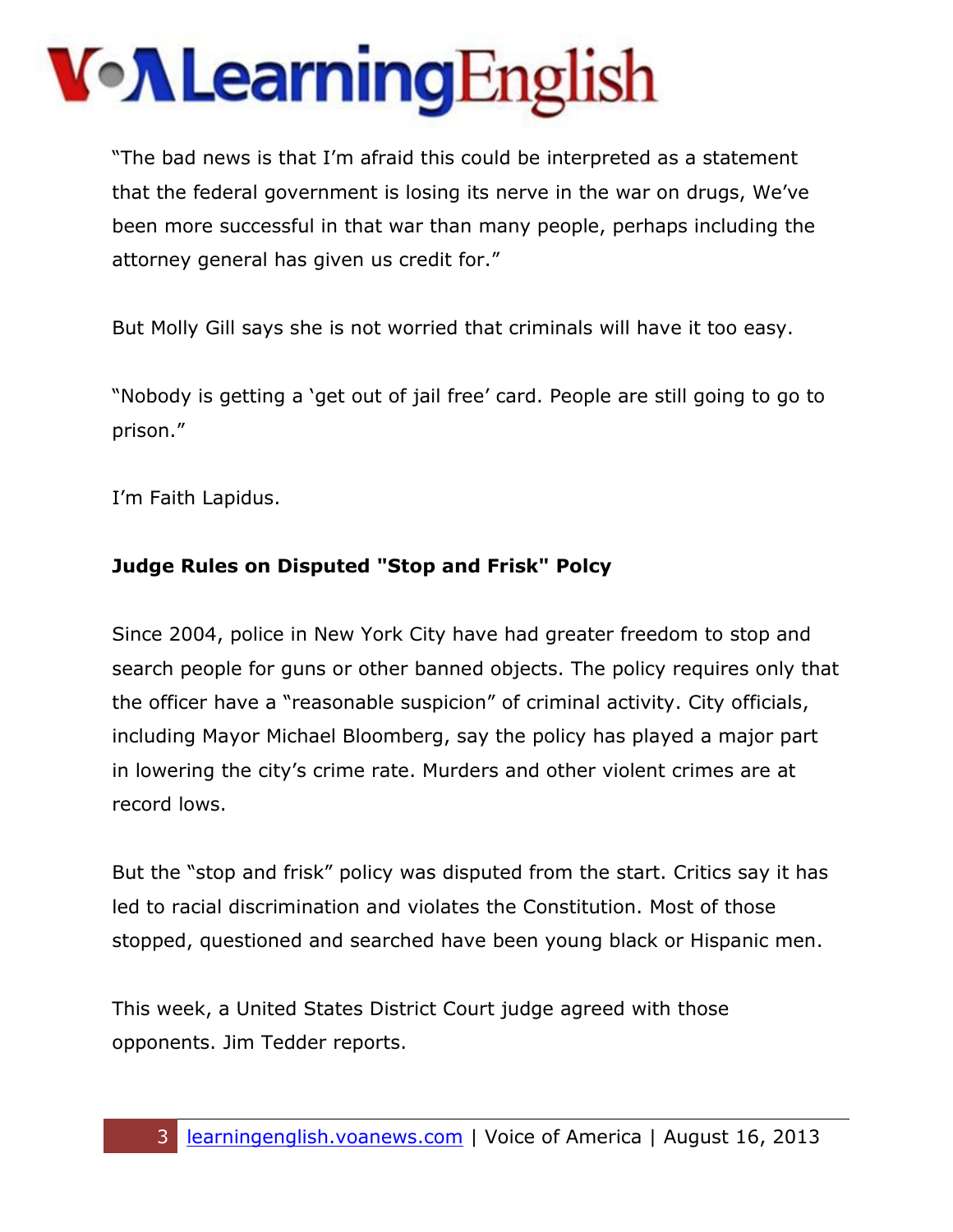"The bad news is that I'm afraid this could be interpreted as a statement that the federal government is losing its nerve in the war on drugs, We've been more successful in that war than many people, perhaps including the attorney general has given us credit for."

But Molly Gill says she is not worried that criminals will have it too easy.

"Nobody is getting a 'get out of jail free' card. People are still going to go to prison."

I'm Faith Lapidus.

**Judge Rules on Disputed "Stop and Frisk" Polcy**

Since 2004, police in New York City have had greater freedom to stop and search people for guns or other banned objects. The policy requires only that the officer have a "reasonable suspicion" of criminal activity. City officials, including Mayor Michael Bloomberg, say the policy has played a major part in lowering the city's crime rate. Murders and other violent crimes are at record lows.

But the "stop and frisk" policy was disputed from the start. Critics say it has led to racial discrimination and violates the Constitution. Most of those stopped, questioned and searched have been young black or Hispanic men.

This week, a United States District Court judge agreed with those opponents. Jim Tedder reports.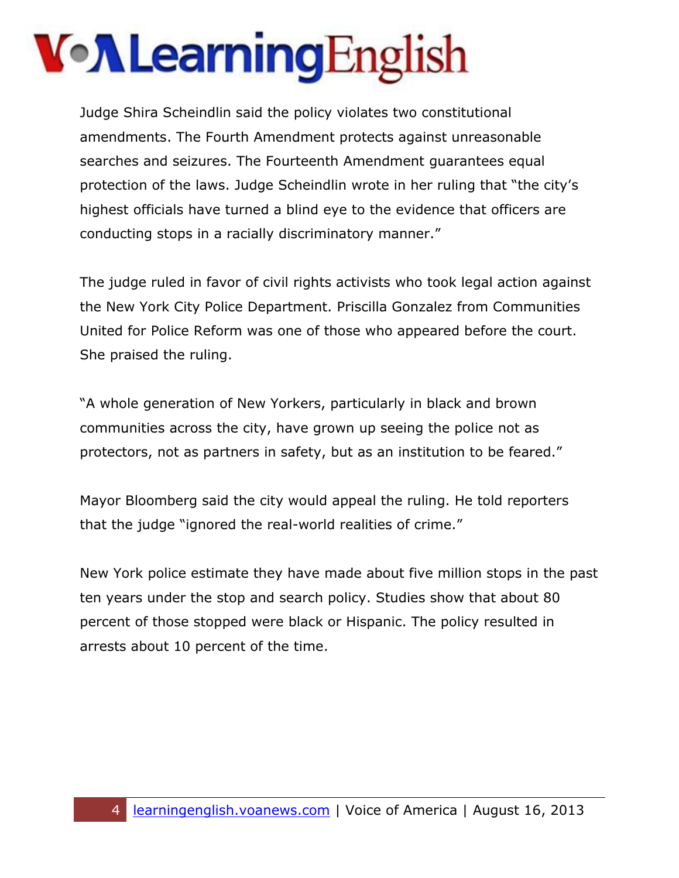Judge Shira Scheindlin said the policy violates two constitutional amendments. The Fourth Amendment protects against unreasonable searches and seizures. The Fourteenth Amendment guarantees equal protection of the laws. Judge Scheindlin wrote in her ruling that "the city's highest officials have turned a blind eye to the evidence that officers are conducting stops in a racially discriminatory manner."

The judge ruled in favor of civil rights activists who took legal action against the New York City Police Department. Priscilla Gonzalez from Communities United for Police Reform was one of those who appeared before the court. She praised the ruling.

"A whole generation of New Yorkers, particularly in black and brown communities across the city, have grown up seeing the police not as protectors, not as partners in safety, but as an institution to be feared."

Mayor Bloomberg said the city would appeal the ruling. He told reporters that the judge "ignored the real-world realities of crime."

New York police estimate they have made about five million stops in the past ten years under the stop and search policy. Studies show that about 80 percent of those stopped were black or Hispanic. The policy resulted in arrests about 10 percent of the time.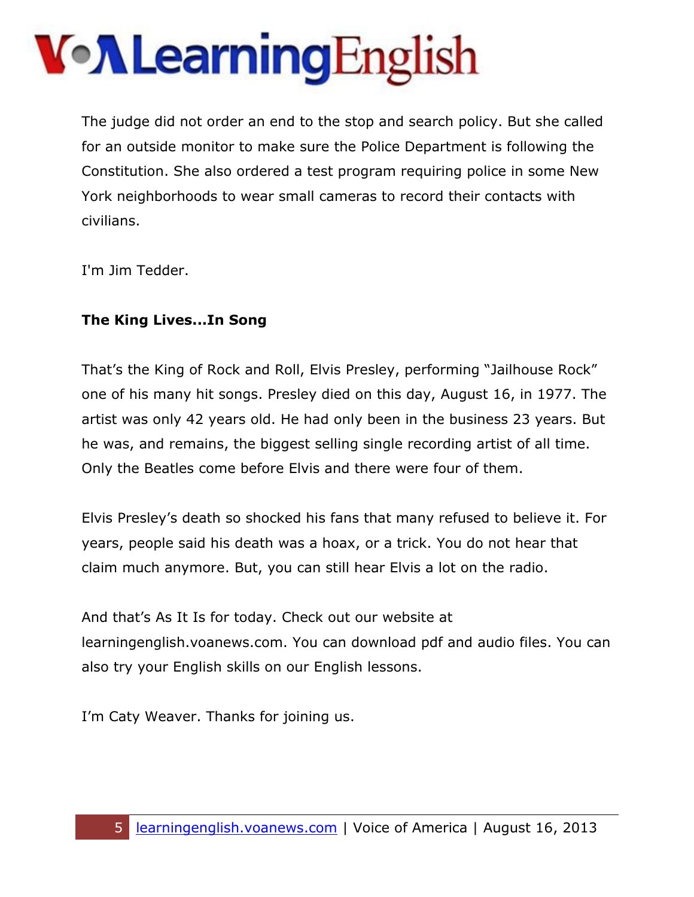The judge did not order an end to the stop and search policy. But she called for an outside monitor to make sure the Police Department is following the Constitution. She also ordered a test program requiring police in some New York neighborhoods to wear small cameras to record their contacts with civilians.

I'm Jim Tedder.

**The King Lives...In Song**

That's the King of Rock and Roll, Elvis Presley, performing "Jailhouse Rock" one of his many hit songs. Presley died on this day, August 16, in 1977. The artist was only 42 years old. He had only been in the business 23 years. But he was, and remains, the biggest selling single recording artist of all time. Only the Beatles come before Elvis and there were four of them.

Elvis Presley's death so shocked his fans that many refused to believe it. For years, people said his death was a hoax, or a trick. You do not hear that claim much anymore. But, you can still hear Elvis a lot on the radio.

And that's As It Is for today. Check out our website at learningenglish.voanews.com. You can download pdf and audio files. You can also try your English skills on our English lessons.

I'm Caty Weaver. Thanks for joining us.